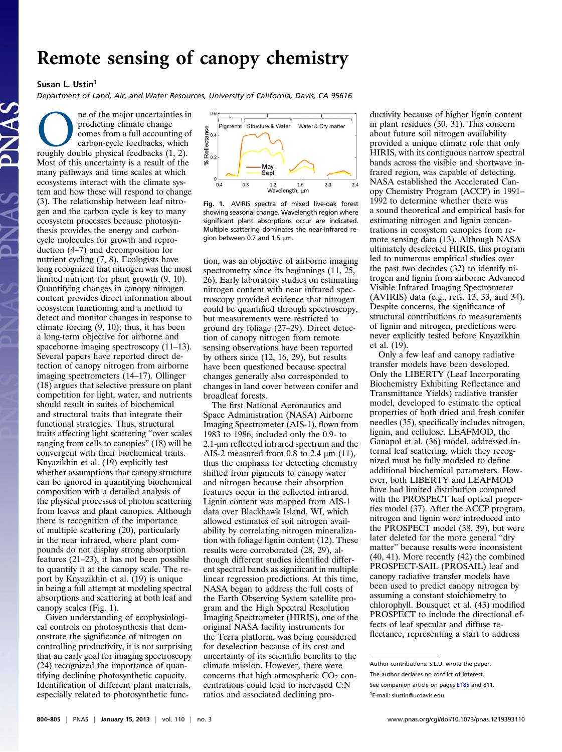# Remote sensing of canopy chemistry

**Susan L. Ustin**[1]

*Department of Land, Air, and Water Resources, University of California, Davis, CA 95616*

One of the major uncertainties in predicting climate change comes from a full accounting of carbon-cycle feedbacks, which roughly double physical feedbacks (1, 2). Most of this uncertainty is a result of the many pathways and time scales at which ecosystems interact with the climate system and how these will respond to change (3). The relationship between leaf nitrogen and the carbon cycle is key to many ecosystem processes because photosynthesis provides the energy and carbon-cycle molecules for growth and reproduction (4–7) and decomposition for nutrient cycling (7, 8). Ecologists have long recognized that nitrogen was the most limited nutrient for plant growth (9, 10). Quantifying changes in canopy nitrogen content provides direct information about ecosystem functioning and a method to detect and monitor changes in response to climate forcing (9, 10); thus, it has been a long-term objective for airborne and spaceborne imaging spectroscopy (11–13). Several papers have reported direct detection of canopy nitrogen from airborne imaging spectrometers (14–17). Ollinger (18) argues that selective pressure on plant competition for light, water, and nutrients should result in suites of biochemical and structural traits that integrate their functional strategies. Thus, structural traits affecting light scattering "over scales ranging from cells to canopies" (18) will be convergent with their biochemical traits. Knyazikhin et al. (19) explicitly test whether assumptions that canopy structure can be ignored in quantifying biochemical composition with a detailed analysis of the physical processes of photon scattering from leaves and plant canopies. Although there is recognition of the importance of multiple scattering (20), particularly in the near infrared, where plant compounds do not display strong absorption features (21–23), it has not been possible to quantify it at the canopy scale. The report by Knyazikhin et al. (19) is unique in being a full attempt at modeling spectral absorptions and scattering at both leaf and canopy scales (Fig. 1).

Given understanding of ecophysiological controls on photosynthesis that demonstrate the significance of nitrogen on controlling productivity, it is not surprising that an early goal for imaging spectroscopy (24) recognized the importance of quantifying declining photosynthetic capacity. Identification of different plant materials, especially related to photosynthetic function, was an objective of airborne imaging spectrometry since its beginnings (11, 25, 26). Early laboratory studies on estimating nitrogen content with near infrared spectroscopy provided evidence that nitrogen could be quantified through spectroscopy, but measurements were restricted to ground dry foliage (27–29). Direct detection of canopy nitrogen from remote sensing observations have been reported by others since (12, 16, 29), but results have been questioned because spectral changes generally also corresponded to changes in land cover between conifer and broadleaf forests.

**Fig. 1.** AVIRIS spectra of mixed live-oak forest showing seasonal change. Wavelength region where significant plant absorptions occur are indicated. Multiple scattering dominates the near-infrared region between 0.7 and 1.5 μm.

The first National Aeronautics and Space Administration (NASA) Airborne Imaging Spectrometer (AIS-1), flown from 1983 to 1986, included only the 0.9- to 2.1-μm reflected infrared spectrum and the AIS-2 measured from 0.8 to 2.4 μm (11), thus the emphasis for detecting chemistry shifted from pigments to canopy water and nitrogen because their absorption features occur in the reflected infrared. Lignin content was mapped from AIS-1 data over Blackhawk Island, WI, which allowed estimates of soil nitrogen availability by correlating nitrogen mineralization with foliage lignin content (12). These results were corroborated (28, 29), although different studies identified different spectral bands as significant in multiple linear regression predictions. At this time, NASA began to address the full costs of the Earth Observing System satellite program and the High Spectral Resolution Imaging Spectrometer (HIRIS), one of the original NASA facility instruments for the Terra platform, was being considered for deselection because of its cost and uncertainty of its scientific benefits to the climate mission. However, there were concerns that high atmospheric $CO_2$ concentrations could lead to increased C:N ratios and associated declining productivity because of higher lignin content in plant residues (30, 31). This concern about future soil nitrogen availability provided a unique climate role that only HIRIS, with its contiguous narrow spectral bands across the visible and shortwave infrared region, was capable of detecting. NASA established the Accelerated Canopy Chemistry Program (ACCP) in 1991–1992 to determine whether there was a sound theoretical and empirical basis for estimating nitrogen and lignin concentrations in ecosystem canopies from remote sensing data (13). Although NASA ultimately deselected HIRIS, this program led to numerous empirical studies over the past two decades (32) to identify nitrogen and lignin from airborne Advanced Visible Infrared Imaging Spectrometer (AVIRIS) data (e.g., refs. 13, 33, and 34). Despite concerns, the significance of structural contributions to measurements of lignin and nitrogen, predictions were never explicitly tested before Knyazikhin et al. (19).

Only a few leaf and canopy radiative transfer models have been developed. Only the LIBERTY (Leaf Incorporating Biochemistry Exhibiting Reflectance and Transmittance Yields) radiative transfer model, developed to estimate the optical properties of both dried and fresh conifer needles (35), specifically includes nitrogen, lignin, and cellulose. LEAFMOD, the Ganapol et al. (36) model, addressed internal leaf scattering, which they recognized must be fully modeled to define additional biochemical parameters. However, both LIBERTY and LEAFMOD have had limited distribution compared with the PROSPECT leaf optical properties model (37). After the ACCP program, nitrogen and lignin were introduced into the PROSPECT model (38, 39), but were later deleted for the more general "dry matter" because results were inconsistent (40, 41). More recently (42) the combined PROSPECT-SAIL (PROSAIL) leaf and canopy radiative transfer models have been used to predict canopy nitrogen by assuming a constant stoichiometry to chlorophyll. Bousquet et al. (43) modified PROSPECT to include the directional effects of leaf specular and diffuse reflectance, representing a start to address

---

Author contributions: S.L.U. wrote the paper.

The author declares no conflict of interest.

See companion article on pages E185 and 811.

[1]E-mail: slustin@ucdavis.edu.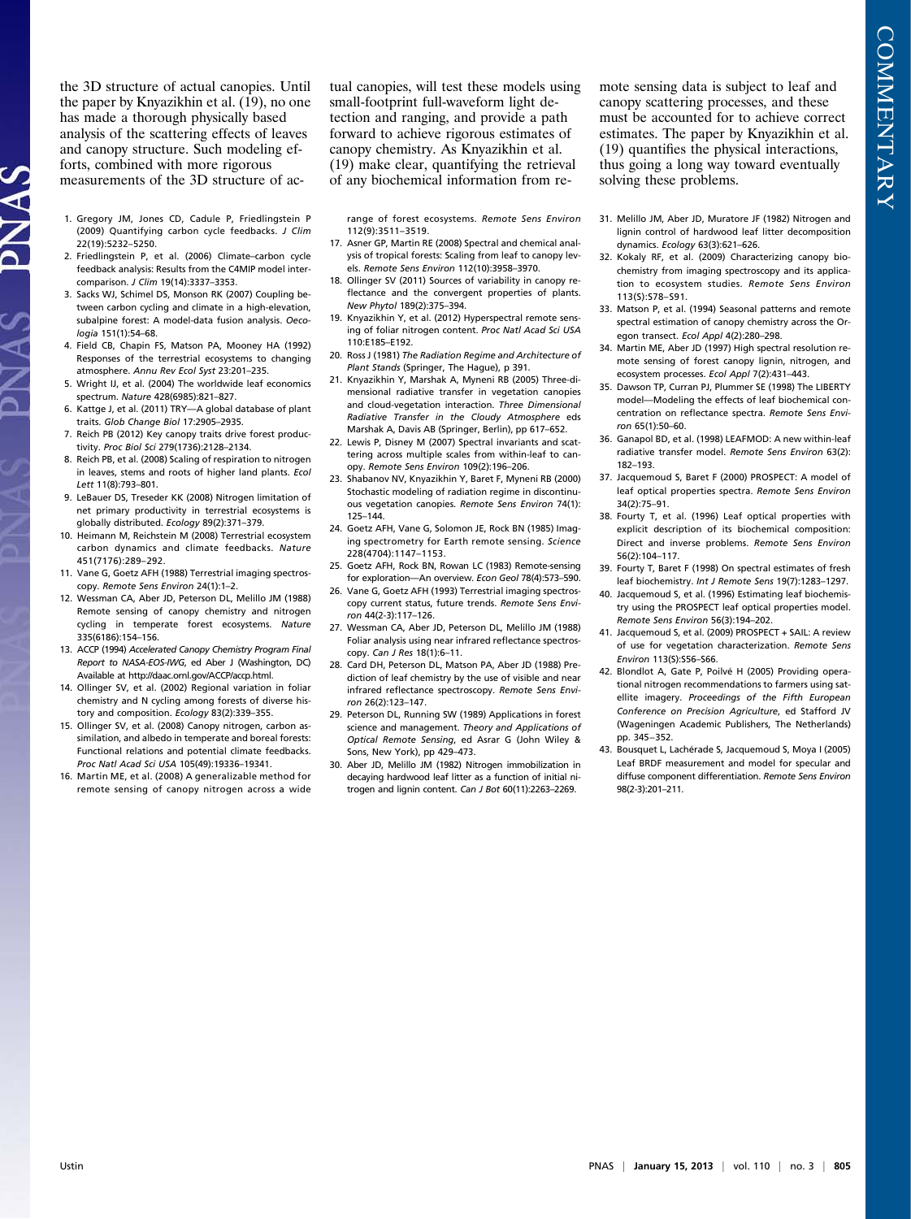the 3D structure of actual canopies. Until the paper by Knyazikhin et al. (19), no one has made a thorough physically based analysis of the scattering effects of leaves and canopy structure. Such modeling efforts, combined with more rigorous measurements of the 3D structure of actual canopies, will test these models using small-footprint full-waveform light detection and ranging, and provide a path forward to achieve rigorous estimates of canopy chemistry. As Knyazikhin et al. (19) make clear, quantifying the retrieval of any biochemical information from remote sensing data is subject to leaf and canopy scattering processes, and these must be accounted for to achieve correct estimates. The paper by Knyazikhin et al. (19) quantifies the physical interactions, thus going a long way toward eventually solving these problems.

1. Gregory JM, Jones CD, Cadule P, Friedlingstein P (2009) Quantifying carbon cycle feedbacks. *J Clim* 22(19):5232–5250.
2. Friedlingstein P, et al. (2006) Climate–carbon cycle feedback analysis: Results from the C4MIP model intercomparison. *J Clim* 19(14):3337–3353.
3. Sacks WJ, Schimel DS, Monson RK (2007) Coupling between carbon cycling and climate in a high-elevation, subalpine forest: A model-data fusion analysis. *Oecologia* 151(1):54–68.
4. Field CB, Chapin FS, Matson PA, Mooney HA (1992) Responses of the terrestrial ecosystems to changing atmosphere. *Annu Rev Ecol Syst* 23:201–235.
5. Wright IJ, et al. (2004) The worldwide leaf economics spectrum. *Nature* 428(6985):821–827.
6. Kattge J, et al. (2011) TRY—A global database of plant traits. *Glob Change Biol* 17:2905–2935.
7. Reich PB (2012) Key canopy traits drive forest productivity. *Proc Biol Sci* 279(1736):2128–2134.
8. Reich PB, et al. (2008) Scaling of respiration to nitrogen in leaves, stems and roots of higher land plants. *Ecol Lett* 11(8):793–801.
9. LeBauer DS, Treseder KK (2008) Nitrogen limitation of net primary productivity in terrestrial ecosystems is globally distributed. *Ecology* 89(2):371–379.
10. Heimann M, Reichstein M (2008) Terrestrial ecosystem carbon dynamics and climate feedbacks. *Nature* 451(7176):289–292.
11. Vane G, Goetz AFH (1988) Terrestrial imaging spectroscopy. *Remote Sens Environ* 24(1):1–2.
12. Wessman CA, Aber JD, Peterson DL, Melillo JM (1988) Remote sensing of canopy chemistry and nitrogen cycling in temperate forest ecosystems. *Nature* 335(6186):154–156.
13. ACCP (1994) *Accelerated Canopy Chemistry Program Final Report to NASA-EOS-IWG*, ed Aber J (Washington, DC) Available at http://daac.ornl.gov/ACCP/accp.html.
14. Ollinger SV, et al. (2002) Regional variation in foliar chemistry and N cycling among forests of diverse history and composition. *Ecology* 83(2):339–355.
15. Ollinger SV, et al. (2008) Canopy nitrogen, carbon assimilation, and albedo in temperate and boreal forests: Functional relations and potential climate feedbacks. *Proc Natl Acad Sci USA* 105(49):19336–19341.
16. Martin ME, et al. (2008) A generalizable method for remote sensing of canopy nitrogen across a wide range of forest ecosystems. *Remote Sens Environ* 112(9):3511–3519.
17. Asner GP, Martin RE (2008) Spectral and chemical analysis of tropical forests: Scaling from leaf to canopy levels. *Remote Sens Environ* 112(10):3958–3970.
18. Ollinger SV (2011) Sources of variability in canopy reflectance and the convergent properties of plants. *New Phytol* 189(2):375–394.
19. Knyazikhin Y, et al. (2012) Hyperspectral remote sensing of foliar nitrogen content. *Proc Natl Acad Sci USA* 110:E185–E192.
20. Ross J (1981) *The Radiation Regime and Architecture of Plant Stands* (Springer, The Hague), p 391.
21. Knyazikhin Y, Marshak A, Myneni RB (2005) Three-dimensional radiative transfer in vegetation canopies and cloud-vegetation interaction. *Three Dimensional Radiative Transfer in the Cloudy Atmosphere* eds Marshak A, Davis AB (Springer, Berlin), pp 617–652.
22. Lewis P, Disney M (2007) Spectral invariants and scattering across multiple scales from within-leaf to canopy. *Remote Sens Environ* 109(2):196–206.
23. Shabanov NV, Knyazikhin Y, Baret F, Myneni RB (2000) Stochastic modeling of radiation regime in discontinuous vegetation canopies. *Remote Sens Environ* 74(1):125–144.
24. Goetz AFH, Vane G, Solomon JE, Rock BN (1985) Imaging spectrometry for Earth remote sensing. *Science* 228(4704):1147–1153.
25. Goetz AFH, Rock BN, Rowan LC (1983) Remote-sensing for exploration—An overview. *Econ Geol* 78(4):573–590.
26. Vane G, Goetz AFH (1993) Terrestrial imaging spectroscopy current status, future trends. *Remote Sens Environ* 44(2-3):117–126.
27. Wessman CA, Aber JD, Peterson DL, Melillo JM (1988) Foliar analysis using near infrared reflectance spectroscopy. *Can J Res* 18(1):6–11.
28. Card DH, Peterson DL, Matson PA, Aber JD (1988) Prediction of leaf chemistry by the use of visible and near infrared reflectance spectroscopy. *Remote Sens Environ* 26(2):123–147.
29. Peterson DL, Running SW (1989) Applications in forest science and management. *Theory and Applications of Optical Remote Sensing*, ed Asrar G (John Wiley & Sons, New York), pp 429–473.
30. Aber JD, Melillo JM (1982) Nitrogen immobilization in decaying hardwood leaf litter as a function of initial nitrogen and lignin content. *Can J Bot* 60(11):2263–2269.
31. Melillo JM, Aber JD, Muratore JF (1982) Nitrogen and lignin control of hardwood leaf litter decomposition dynamics. *Ecology* 63(3):621–626.
32. Kokaly RF, et al. (2009) Characterizing canopy biochemistry from imaging spectroscopy and its application to ecosystem studies. *Remote Sens Environ* 113(S):S78–S91.
33. Matson P, et al. (1994) Seasonal patterns and remote spectral estimation of canopy chemistry across the Oregon transect. *Ecol Appl* 4(2):280–298.
34. Martin ME, Aber JD (1997) High spectral resolution remote sensing of forest canopy lignin, nitrogen, and ecosystem processes. *Ecol Appl* 7(2):431–443.
35. Dawson TP, Curran PJ, Plummer SE (1998) The LIBERTY model—Modeling the effects of leaf biochemical concentration on reflectance spectra. *Remote Sens Environ* 65(1):50–60.
36. Ganapol BD, et al. (1998) LEAFMOD: A new within-leaf radiative transfer model. *Remote Sens Environ* 63(2):182–193.
37. Jacquemoud S, Baret F (2000) PROSPECT: A model of leaf optical properties spectra. *Remote Sens Environ* 34(2):75–91.
38. Fourty T, et al. (1996) Leaf optical properties with explicit description of its biochemical composition: Direct and inverse problems. *Remote Sens Environ* 56(2):104–117.
39. Fourty T, Baret F (1998) On spectral estimates of fresh leaf biochemistry. *Int J Remote Sens* 19(7):1283–1297.
40. Jacquemoud S, et al. (1996) Estimating leaf biochemistry using the PROSPECT leaf optical properties model. *Remote Sens Environ* 56(3):194–202.
41. Jacquemoud S, et al. (2009) PROSPECT + SAIL: A review of use for vegetation characterization. *Remote Sens Environ* 113(S):S56–S66.
42. Blondlot A, Gate P, Poilvé H (2005) Providing operational nitrogen recommendations to farmers using satellite imagery. *Proceedings of the Fifth European Conference on Precision Agriculture*, ed Stafford JV (Wageningen Academic Publishers, The Netherlands) pp. 345–352.
43. Bousquet L, Lachérade S, Jacquemoud S, Moya I (2005) Leaf BRDF measurement and model for specular and diffuse component differentiation. *Remote Sens Environ* 98(2-3):201–211.